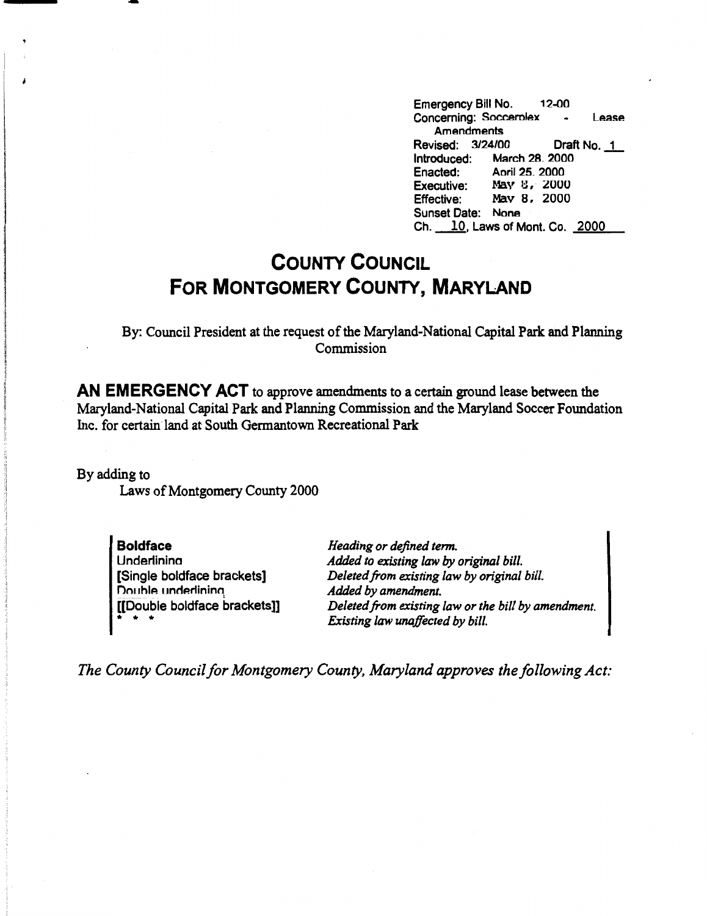Emergency Bill No. 12-00
Concerning: Soccerplex - Lease Amendments
Revised: 3/24/00 Draft No. 1
Introduced: March 28, 2000
Enacted: April 25, 2000
Executive: May 8, 2000
Effective: May 8, 2000
Sunset Date: None
Ch. 10, Laws of Mont. Co. 2000

# COUNTY COUNCIL FOR MONTGOMERY COUNTY, MARYLAND

By: Council President at the request of the Maryland-National Capital Park and Planning Commission

**AN EMERGENCY ACT** to approve amendments to a certain ground lease between the Maryland-National Capital Park and Planning Commission and the Maryland Soccer Foundation Inc. for certain land at South Germantown Recreational Park

By adding to
Laws of Montgomery County 2000

| | |
|---|---|
| **Boldface** | *Heading or defined term.* |
| <u>Underlining</u> | *Added to existing law by original bill.* |
| **[**Single boldface brackets**]** | *Deleted from existing law by original bill.* |
| Double underlining | *Added by amendment.* |
| **[[**Double boldface brackets**]]** | *Deleted from existing law or the bill by amendment.* |
| * * * | *Existing law unaffected by bill.* |

*The County Council for Montgomery County, Maryland approves the following Act:*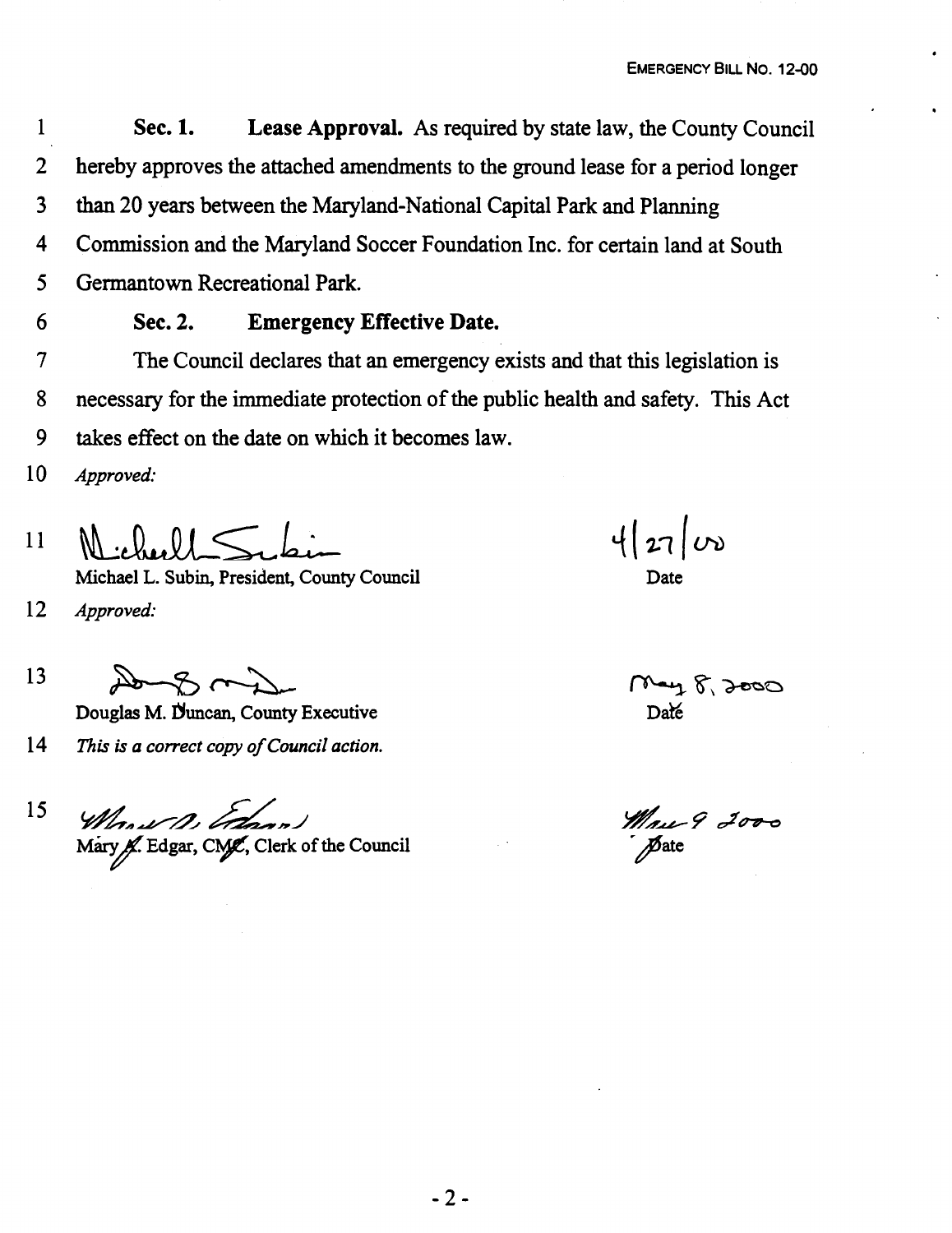1 **Sec. 1. Lease Approval.** As required by state law, the County Council
2 hereby approves the attached amendments to the ground lease for a period longer
3 than 20 years between the Maryland-National Capital Park and Planning
4 Commission and the Maryland Soccer Foundation Inc. for certain land at South
5 Germantown Recreational Park.

6 **Sec. 2. Emergency Effective Date.**

7 The Council declares that an emergency exists and that this legislation is
8 necessary for the immediate protection of the public health and safety. This Act
9 takes effect on the date on which it becomes law.

10 *Approved:*

11 Michael L. Subin, President, County Council — Date: 4/27/00

12 *Approved:*

13 Douglas M. Duncan, County Executive — Date: May 8, 2000

14 *This is a correct copy of Council action.*

15 Mary A. Edgar, CMC, Clerk of the Council — Date: May 9 2000